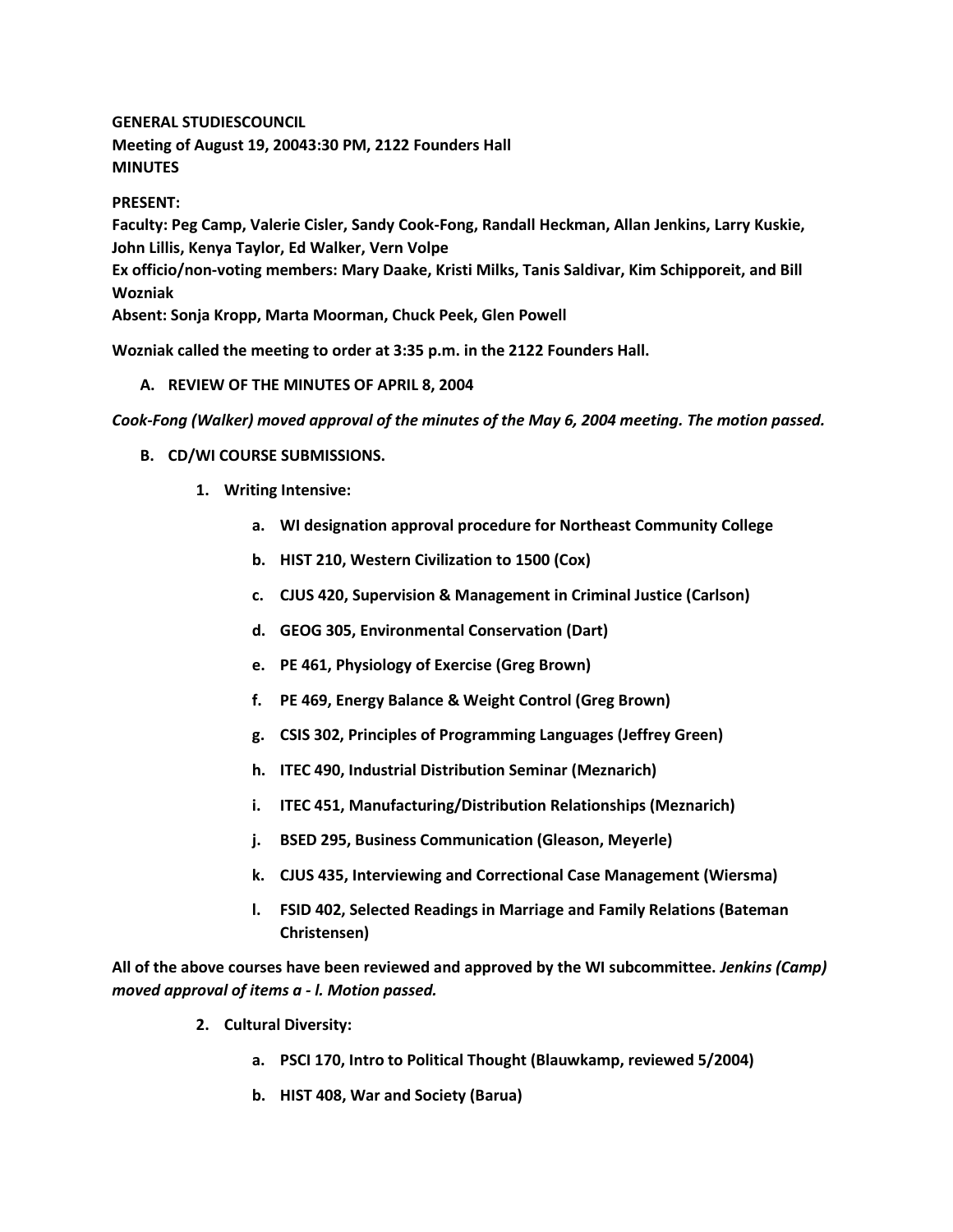**GENERAL STUDIESCOUNCIL**
**Meeting of August 19, 20043:30 PM, 2122 Founders Hall**
**MINUTES**

**PRESENT:**
**Faculty: Peg Camp, Valerie Cisler, Sandy Cook-Fong, Randall Heckman, Allan Jenkins, Larry Kuskie, John Lillis, Kenya Taylor, Ed Walker, Vern Volpe**
**Ex officio/non-voting members: Mary Daake, Kristi Milks, Tanis Saldivar, Kim Schipporeit, and Bill Wozniak**
**Absent: Sonja Kropp, Marta Moorman, Chuck Peek, Glen Powell**

**Wozniak called the meeting to order at 3:35 p.m. in the 2122 Founders Hall.**

**A. REVIEW OF THE MINUTES OF APRIL 8, 2004**

***Cook-Fong (Walker) moved approval of the minutes of the May 6, 2004 meeting. The motion passed.***

**B. CD/WI COURSE SUBMISSIONS.**

1. **Writing Intensive:**
    - a. **WI designation approval procedure for Northeast Community College**
    - b. **HIST 210, Western Civilization to 1500 (Cox)**
    - c. **CJUS 420, Supervision & Management in Criminal Justice (Carlson)**
    - d. **GEOG 305, Environmental Conservation (Dart)**
    - e. **PE 461, Physiology of Exercise (Greg Brown)**
    - f. **PE 469, Energy Balance & Weight Control (Greg Brown)**
    - g. **CSIS 302, Principles of Programming Languages (Jeffrey Green)**
    - h. **ITEC 490, Industrial Distribution Seminar (Meznarich)**
    - i. **ITEC 451, Manufacturing/Distribution Relationships (Meznarich)**
    - j. **BSED 295, Business Communication (Gleason, Meyerle)**
    - k. **CJUS 435, Interviewing and Correctional Case Management (Wiersma)**
    - l. **FSID 402, Selected Readings in Marriage and Family Relations (Bateman Christensen)**

**All of the above courses have been reviewed and approved by the WI subcommittee.** ***Jenkins (Camp) moved approval of items a - l. Motion passed.***

2. **Cultural Diversity:**
    - a. **PSCI 170, Intro to Political Thought (Blauwkamp, reviewed 5/2004)**
    - b. **HIST 408, War and Society (Barua)**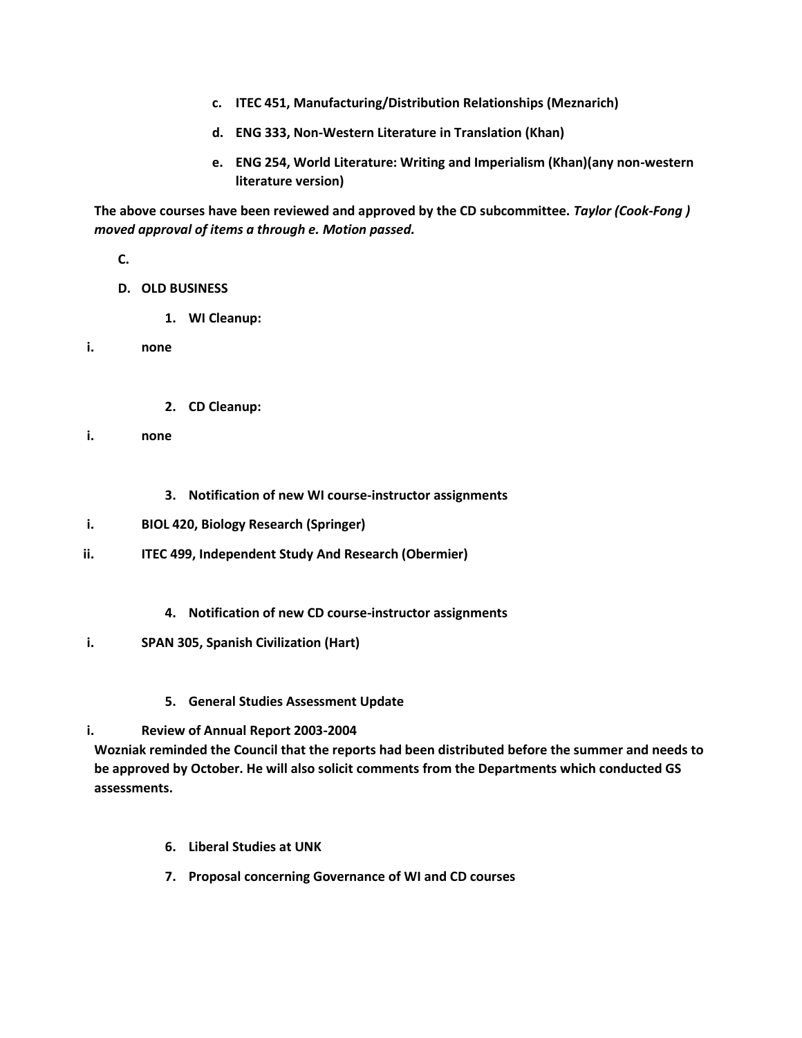c. **ITEC 451, Manufacturing/Distribution Relationships (Meznarich)**

d. **ENG 333, Non-Western Literature in Translation (Khan)**

e. **ENG 254, World Literature: Writing and Imperialism (Khan)(any non-western literature version)**

**The above courses have been reviewed and approved by the CD subcommittee.** ***Taylor (Cook-Fong ) moved approval of items a through e. Motion passed.***

**C.**

**D. OLD BUSINESS**

**1. WI Cleanup:**

**i. none**

**2. CD Cleanup:**

**i. none**

**3. Notification of new WI course-instructor assignments**

**i. BIOL 420, Biology Research (Springer)**

**ii. ITEC 499, Independent Study And Research (Obermier)**

**4. Notification of new CD course-instructor assignments**

**i. SPAN 305, Spanish Civilization (Hart)**

**5. General Studies Assessment Update**

**i. Review of Annual Report 2003-2004**

**Wozniak reminded the Council that the reports had been distributed before the summer and needs to be approved by October. He will also solicit comments from the Departments which conducted GS assessments.**

**6. Liberal Studies at UNK**

**7. Proposal concerning Governance of WI and CD courses**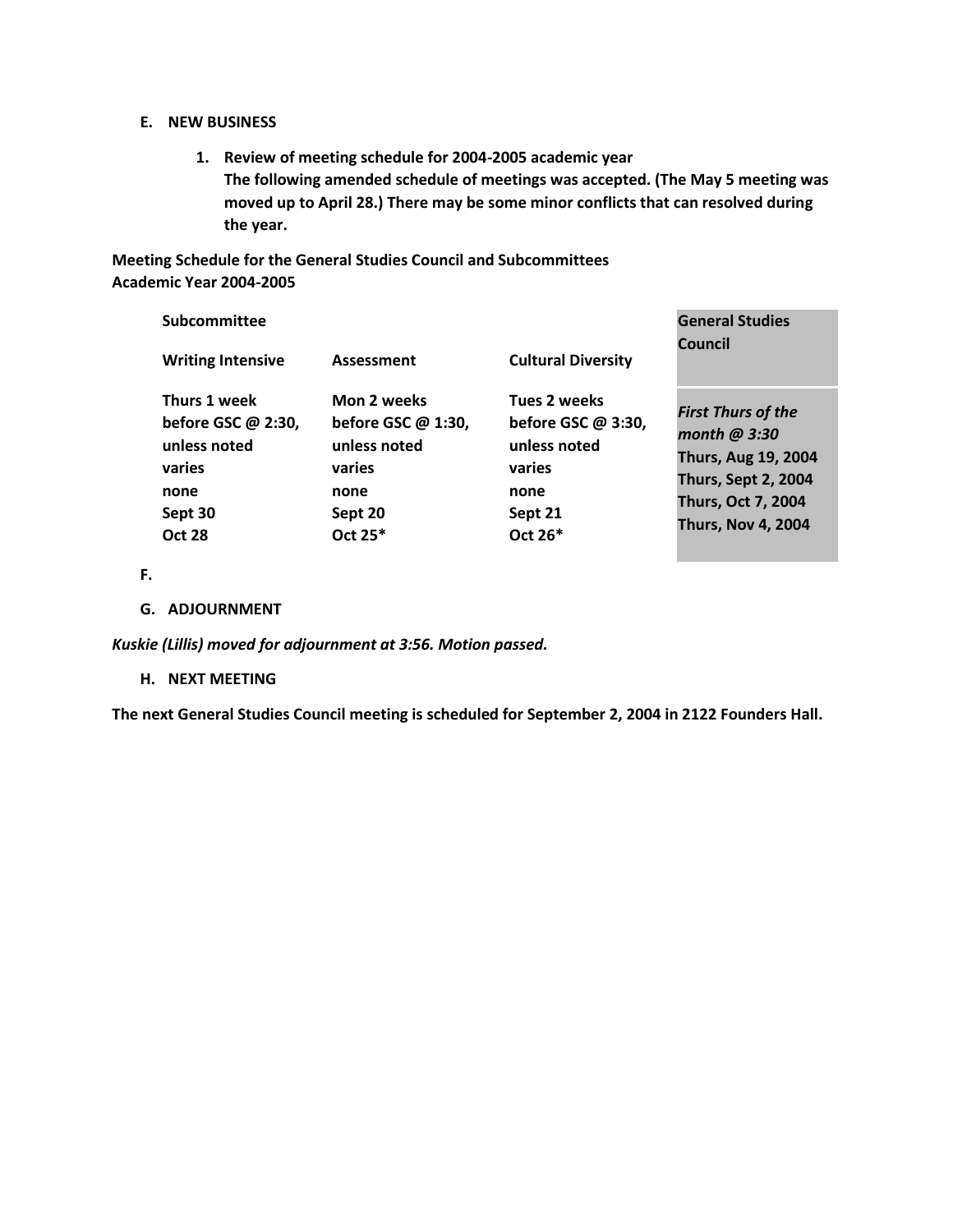**E. NEW BUSINESS**

1. **Review of meeting schedule for 2004-2005 academic year**
   **The following amended schedule of meetings was accepted. (The May 5 meeting was moved up to April 28.) There may be some minor conflicts that can resolved during the year.**

**Meeting Schedule for the General Studies Council and Subcommittees**
**Academic Year 2004-2005**

| Subcommittee | | | General Studies Council |
|---|---|---|---|
| **Writing Intensive** | **Assessment** | **Cultural Diversity** | |
| **Thurs 1 week before GSC @ 2:30, unless noted** | **Mon 2 weeks before GSC @ 1:30, unless noted** | **Tues 2 weeks before GSC @ 3:30, unless noted** | ***First Thurs of the month @ 3:30*** |
| **varies** | **varies** | **varies** | **Thurs, Aug 19, 2004** |
| **none** | **none** | **none** | **Thurs, Sept 2, 2004** |
| **Sept 30** | **Sept 20** | **Sept 21** | **Thurs, Oct 7, 2004** |
| **Oct 28** | **Oct 25*** | **Oct 26*** | **Thurs, Nov 4, 2004** |

**F.**

**G. ADJOURNMENT**

***Kuskie (Lillis) moved for adjournment at 3:56. Motion passed.***

**H. NEXT MEETING**

**The next General Studies Council meeting is scheduled for September 2, 2004 in 2122 Founders Hall.**